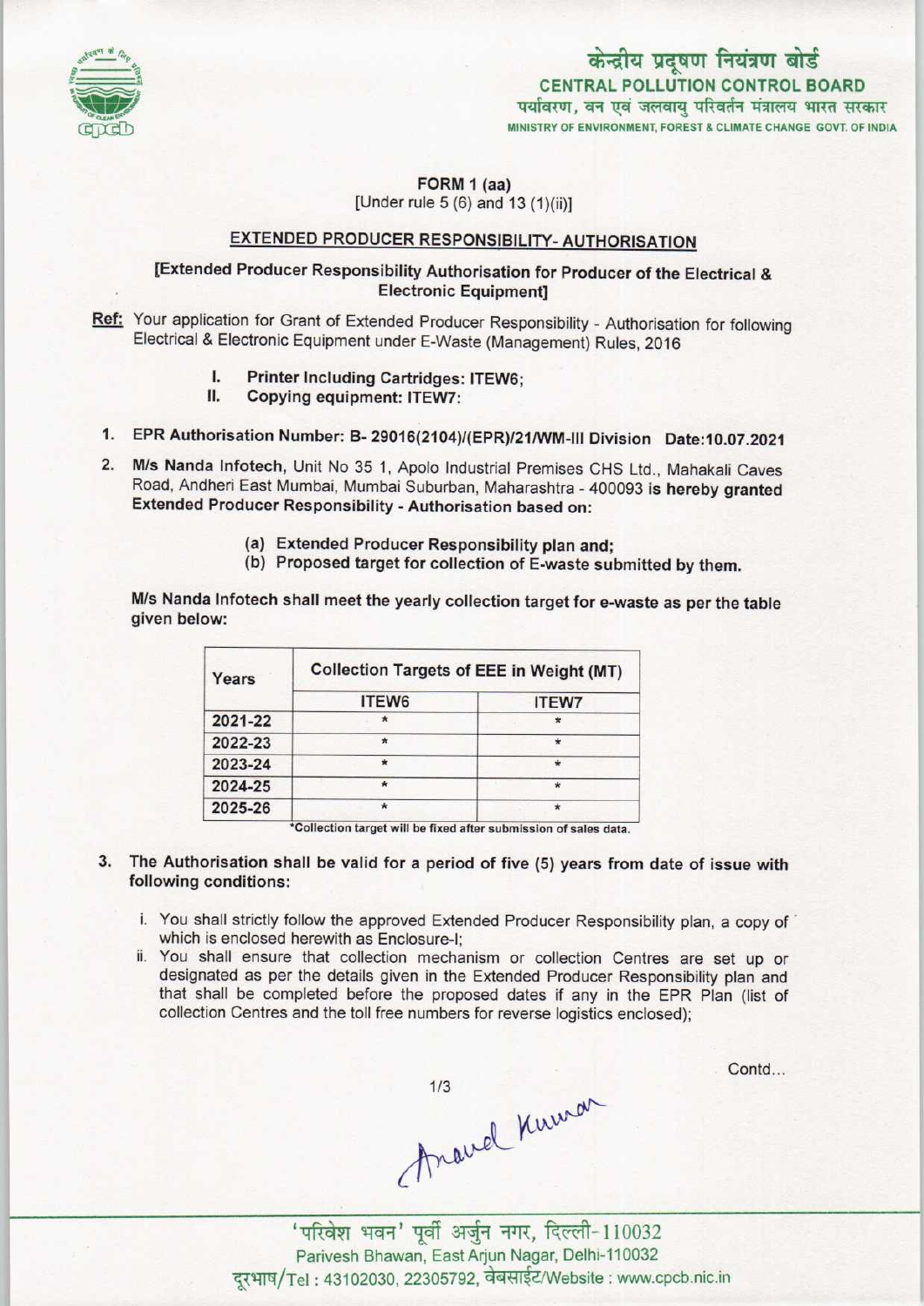केन्द्रीय प्रदूषण नियंत्रण बोर्ड
CENTRAL POLLUTION CONTROL BOARD
पर्यावरण, वन एवं जलवायु परिवर्तन मंत्रालय भारत सरकार
MINISTRY OF ENVIRONMENT, FOREST & CLIMATE CHANGE GOVT. OF INDIA

**FORM 1 (aa)**
[Under rule 5 (6) and 13 (1)(ii)]

## EXTENDED PRODUCER RESPONSIBILITY- AUTHORISATION

**[Extended Producer Responsibility Authorisation for Producer of the Electrical & Electronic Equipment]**

**Ref:** Your application for Grant of Extended Producer Responsibility - Authorisation for following Electrical & Electronic Equipment under E-Waste (Management) Rules, 2016

I. **Printer Including Cartridges: ITEW6;**
II. **Copying equipment: ITEW7:**

1. **EPR Authorisation Number: B- 29016(2104)/(EPR)/21/WM-III Division Date:10.07.2021**

2. **M/s Nanda Infotech**, Unit No 35 1, Apolo Industrial Premises CHS Ltd., Mahakali Caves Road, Andheri East Mumbai, Mumbai Suburban, Maharashtra - 400093 **is hereby granted Extended Producer Responsibility - Authorisation based on:**

   (a) **Extended Producer Responsibility plan and;**
   (b) **Proposed target for collection of E-waste submitted by them.**

**M/s Nanda Infotech shall meet the yearly collection target for e-waste as per the table given below:**

| Years | Collection Targets of EEE in Weight (MT) | |
|---|---|---|
| | ITEW6 | ITEW7 |
| 2021-22 | * | * |
| 2022-23 | * | * |
| 2023-24 | * | * |
| 2024-25 | * | * |
| 2025-26 | * | * |

*Collection target will be fixed after submission of sales data.

3. **The Authorisation shall be valid for a period of five (5) years from date of issue with following conditions:**

   i. You shall strictly follow the approved Extended Producer Responsibility plan, a copy of which is enclosed herewith as Enclosure-I;
   ii. You shall ensure that collection mechanism or collection Centres are set up or designated as per the details given in the Extended Producer Responsibility plan and that shall be completed before the proposed dates if any in the EPR Plan (list of collection Centres and the toll free numbers for reverse logistics enclosed);

Contd...

Anand Kumar

'परिवेश भवन' पूर्वी अर्जुन नगर, दिल्ली-110032
Parivesh Bhawan, East Arjun Nagar, Delhi-110032
दूरभाष/Tel : 43102030, 22305792, वेबसाईट/Website : www.cpcb.nic.in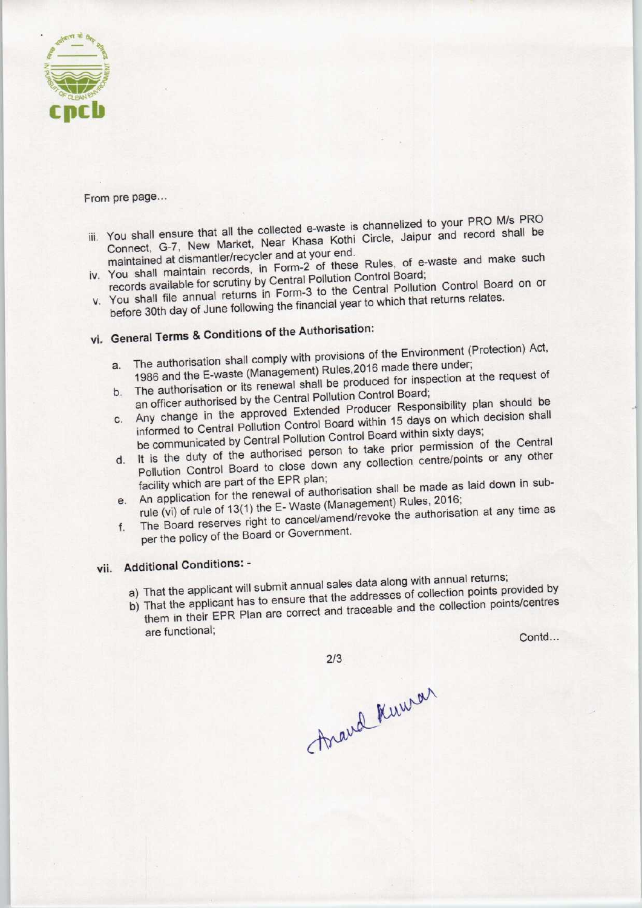From pre page...

iii. You shall ensure that all the collected e-waste is channelized to your PRO M/s PRO Connect, G-7, New Market, Near Khasa Kothi Circle, Jaipur and record shall be maintained at dismantler/recycler and at your end.
iv. You shall maintain records, in Form-2 of these Rules, of e-waste and make such records available for scrutiny by Central Pollution Control Board;
v. You shall file annual returns in Form-3 to the Central Pollution Control Board on or before 30th day of June following the financial year to which that returns relates.

vi. **General Terms & Conditions of the Authorisation:**

a. The authorisation shall comply with provisions of the Environment (Protection) Act, 1986 and the E-waste (Management) Rules,2016 made there under;
b. The authorisation or its renewal shall be produced for inspection at the request of an officer authorised by the Central Pollution Control Board;
c. Any change in the approved Extended Producer Responsibility plan should be informed to Central Pollution Control Board within 15 days on which decision shall be communicated by Central Pollution Control Board within sixty days;
d. It is the duty of the authorised person to take prior permission of the Central Pollution Control Board to close down any collection centre/points or any other facility which are part of the EPR plan;
e. An application for the renewal of authorisation shall be made as laid down in sub-rule (vi) of rule of 13(1) the E- Waste (Management) Rules, 2016;
f. The Board reserves right to cancel/amend/revoke the authorisation at any time as per the policy of the Board or Government.

vii. **Additional Conditions: -**

a) That the applicant will submit annual sales data along with annual returns;
b) That the applicant has to ensure that the addresses of collection points provided by them in their EPR Plan are correct and traceable and the collection points/centres are functional;

Contd...

Anand Kumar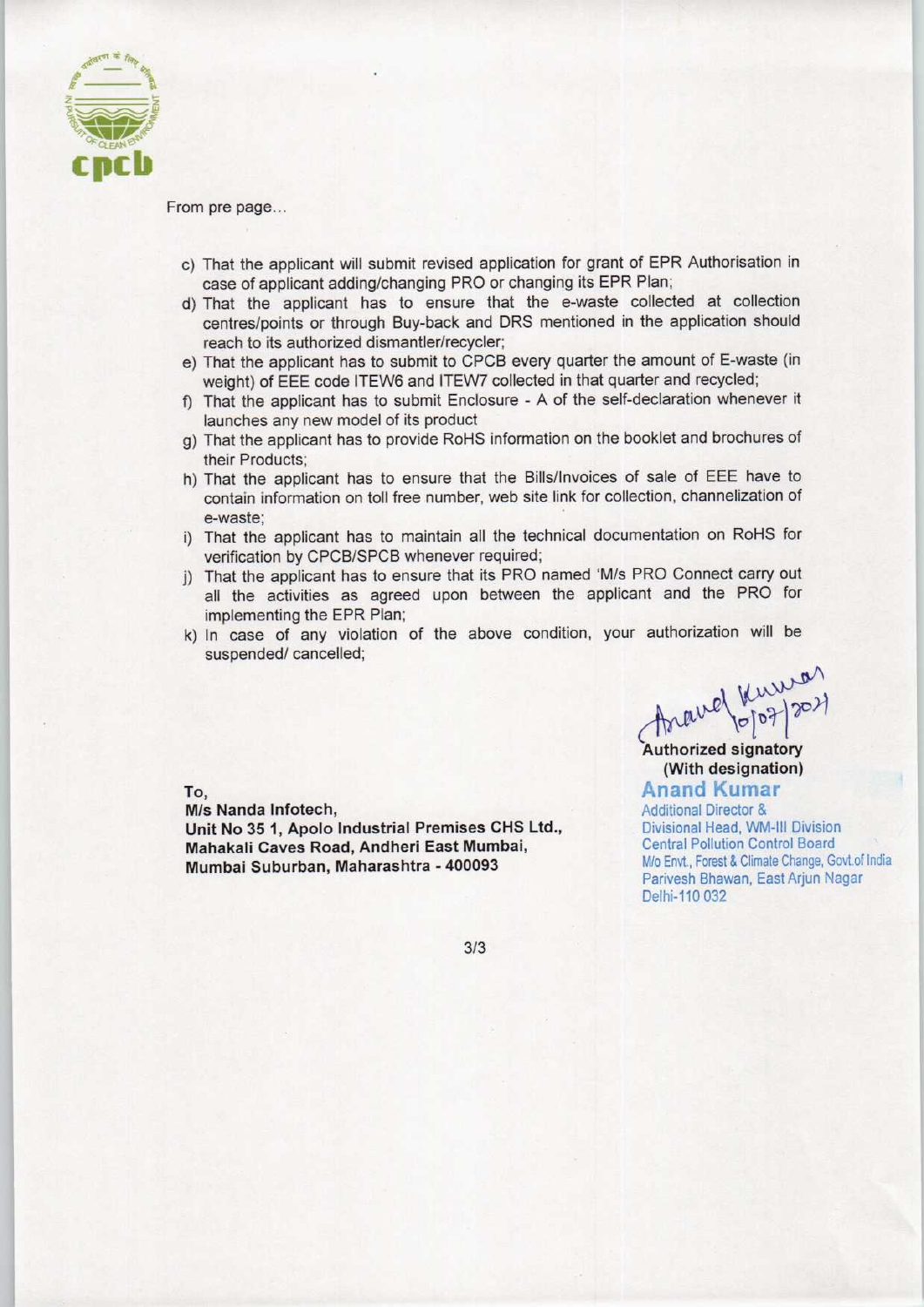From pre page...

c) That the applicant will submit revised application for grant of EPR Authorisation in case of applicant adding/changing PRO or changing its EPR Plan;
d) That the applicant has to ensure that the e-waste collected at collection centres/points or through Buy-back and DRS mentioned in the application should reach to its authorized dismantler/recycler;
e) That the applicant has to submit to CPCB every quarter the amount of E-waste (in weight) of EEE code ITEW6 and ITEW7 collected in that quarter and recycled;
f) That the applicant has to submit Enclosure - A of the self-declaration whenever it launches any new model of its product
g) That the applicant has to provide RoHS information on the booklet and brochures of their Products;
h) That the applicant has to ensure that the Bills/Invoices of sale of EEE have to contain information on toll free number, web site link for collection, channelization of e-waste;
i) That the applicant has to maintain all the technical documentation on RoHS for verification by CPCB/SPCB whenever required;
j) That the applicant has to ensure that its PRO named 'M/s PRO Connect carry out all the activities as agreed upon between the applicant and the PRO for implementing the EPR Plan;
k) In case of any violation of the above condition, your authorization will be suspended/ cancelled;

Anand Kumar 10/07/2021

**Authorized signatory**
**(With designation)**

**Anand Kumar**
Additional Director &
Divisional Head, WM-III Division
Central Pollution Control Board
M/o Envt., Forest & Climate Change, Govt.of India
Parivesh Bhawan, East Arjun Nagar
Delhi-110 032

To,
**M/s Nanda Infotech,**
**Unit No 35 1, Apolo Industrial Premises CHS Ltd.,**
**Mahakali Caves Road, Andheri East Mumbai,**
**Mumbai Suburban, Maharashtra - 400093**